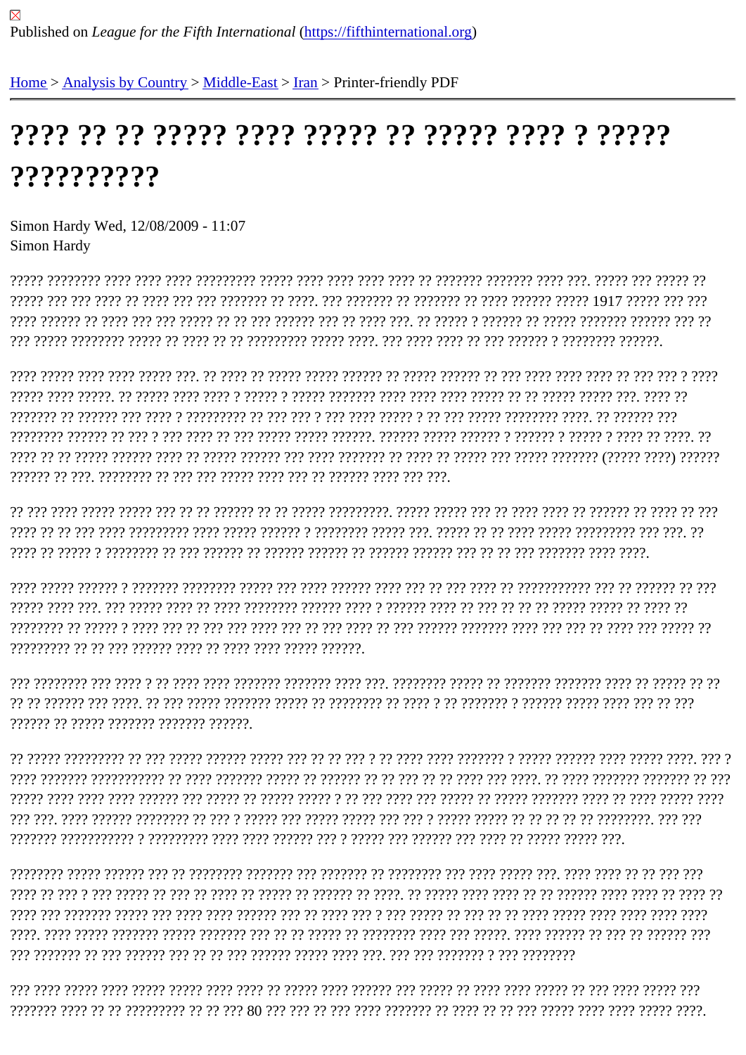Published on *League for the Fifth International* (https://fifthinternational.org)

Home > Analysis by Country > Middle-East > Iran > Printer-friendly PDF

# ???? ?? ?? ????? ???? ????? ?? ????? ???? ? ????? ??????????

Simon Hardy Wed, 12/08/2009 - 11:07
Simon Hardy

????? ???????? ???? ???? ???? ????????? ????? ???? ???? ???? ???? ?? ??????? ??????? ???? ???. ????? ??? ????? ?? ????? ??? ??? ???? ?? ???? ??? ??? ??????? ?? ????. ??? ??????? ?? ??????? ?? ???? ?????? ????? 1917 ????? ??? ??? ???? ?????? ?? ???? ??? ??? ????? ?? ?? ??? ?????? ??? ?? ???? ???. ?? ????? ? ?????? ?? ????? ??????? ?????? ??? ?? ??? ????? ???????? ????? ?? ???? ?? ?? ????????? ????? ????. ??? ???? ???? ?? ??? ?????? ? ???????? ??????.

???? ????? ???? ???? ????? ???. ?? ???? ?? ????? ????? ?????? ?? ????? ?????? ?? ??? ???? ???? ???? ?? ??? ??? ? ???? ????? ???? ?????. ?? ????? ???? ???? ? ????? ? ????? ??????? ???? ???? ???? ????? ?? ?? ????? ????? ???. ???? ?? ??????? ?? ?????? ??? ???? ? ????????? ?? ??? ??? ? ??? ???? ????? ? ?? ??? ????? ???????? ????. ?? ?????? ??? ???????? ?????? ?? ??? ? ??? ???? ?? ??? ????? ????? ??????. ?????? ????? ?????? ? ?????? ? ????? ? ???? ?? ????. ?? ???? ?? ?? ????? ?????? ???? ?? ????? ?????? ??? ???? ??????? ?? ???? ?? ????? ??? ????? ??????? (????? ????) ?????? ?????? ?? ???. ???????? ?? ??? ??? ????? ???? ??? ?? ?????? ???? ??? ???.

?? ??? ???? ????? ????? ??? ?? ?? ?????? ?? ?? ????? ?????????. ????? ????? ??? ?? ???? ???? ?? ?????? ?? ???? ?? ??? ???? ?? ?? ??? ???? ????????? ???? ????? ?????? ? ???????? ????? ???. ????? ?? ?? ???? ????? ????????? ??? ???. ?? ???? ?? ????? ? ???????? ?? ??? ?????? ?? ?????? ?????? ?? ?????? ?????? ??? ?? ?? ??? ??????? ???? ????.

???? ????? ?????? ? ??????? ???????? ????? ??? ???? ?????? ???? ??? ?? ??? ???? ?? ??????????? ??? ?? ?????? ?? ??? ????? ???? ???. ??? ????? ???? ?? ???? ???????? ?????? ???? ? ?????? ???? ?? ??? ?? ?? ?? ????? ????? ?? ???? ?? ???????? ?? ????? ? ???? ??? ?? ??? ??? ???? ??? ?? ??? ???? ?? ??? ?????? ??????? ???? ??? ??? ?? ???? ??? ????? ?? ????????? ?? ?? ??? ?????? ???? ?? ???? ???? ????? ??????.

??? ???????? ??? ???? ? ?? ???? ???? ??????? ??????? ???? ???. ???????? ????? ?? ??????? ??????? ???? ?? ????? ?? ?? ?? ?? ?????? ??? ????. ?? ??? ????? ??????? ????? ?? ???????? ?? ???? ? ?? ??????? ? ?????? ????? ???? ??? ?? ??? ?????? ?? ????? ??????? ??????? ??????.

?? ????? ????????? ?? ??? ????? ?????? ????? ??? ?? ?? ??? ? ?? ???? ???? ??????? ? ????? ?????? ???? ????? ????. ??? ? ???? ??????? ??????????? ?? ???? ??????? ????? ?? ?????? ?? ?? ??? ?? ?? ???? ??? ????. ?? ???? ??????? ??????? ?? ??? ????? ???? ???? ???? ?????? ??? ????? ?? ????? ????? ? ?? ??? ???? ??? ????? ?? ????? ??????? ???? ?? ???? ????? ???? ??? ???. ???? ?????? ???????? ?? ??? ? ????? ??? ????? ????? ??? ??? ? ????? ????? ?? ?? ?? ?? ?? ????????. ??? ??? ??????? ??????????? ? ????????? ???? ???? ?????? ??? ? ????? ??? ?????? ??? ???? ?? ????? ????? ???.

???????? ????? ?????? ??? ?? ???????? ??????? ??? ??????? ?? ???????? ??? ???? ????? ???. ???? ???? ?? ?? ??? ??? ???? ?? ??? ? ??? ????? ?? ??? ?? ???? ?? ????? ?? ?????? ?? ????. ?? ????? ???? ???? ?? ?? ?????? ???? ???? ?? ???? ?? ???? ??? ??????? ????? ??? ???? ???? ?????? ??? ?? ???? ??? ? ??? ????? ?? ??? ?? ?? ???? ????? ???? ???? ???? ???? ????. ???? ????? ??????? ????? ??????? ??? ?? ?? ????? ?? ???????? ???? ??? ?????. ???? ?????? ?? ??? ?? ?????? ??? ??? ??????? ?? ??? ?????? ??? ?? ?? ??? ?????? ????? ???? ???. ??? ??? ??????? ? ??? ????????

??? ???? ????? ???? ????? ????? ???? ???? ?? ????? ???? ?????? ??? ????? ?? ???? ???? ????? ?? ??? ???? ????? ??? ??????? ???? ?? ?? ????????? ?? ?? ??? 80 ??? ??? ?? ??? ???? ??????? ?? ???? ?? ?? ??? ????? ???? ???? ????? ????.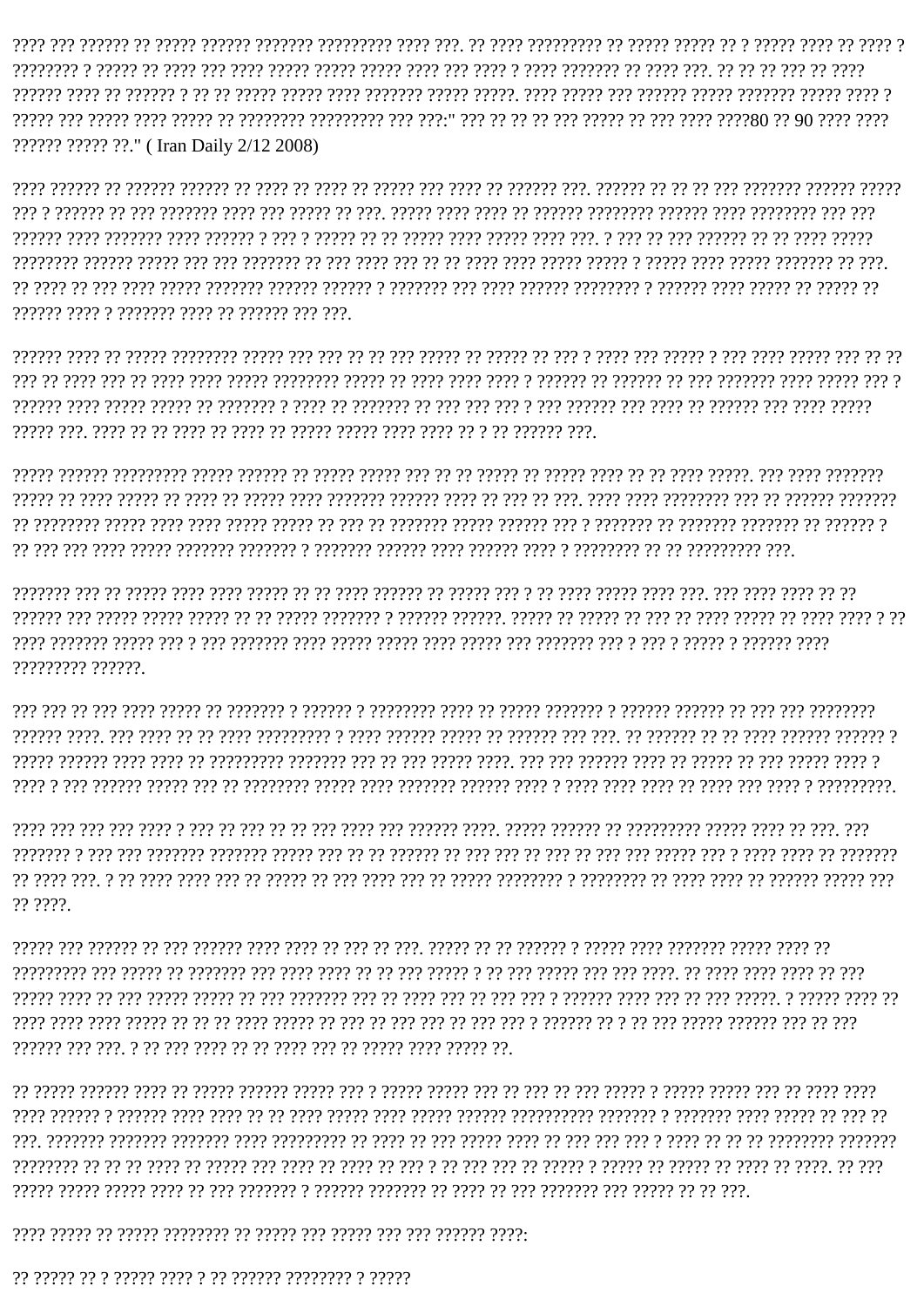???? ??? ?????? ?? ????? ?????? ??????? ????????? ???? ???. ?? ???? ????????? ?? ????? ????? ?? ? ????? ???? ?? ???? ? ???????? ? ????? ?? ???? ??? ???? ????? ????? ????? ???? ??? ???? ? ???? ??????? ?? ???? ???. ?? ?? ?? ??? ?? ???? ?????? ???? ?? ?????? ? ?? ?? ????? ????? ???? ??????? ????? ?????. ???? ????? ??? ?????? ????? ??????? ????? ???? ? ????? ??? ????? ???? ????? ?? ???????? ????????? ??? ???:" ??? ?? ?? ?? ??? ????? ?? ??? ???? ????80 ?? 90 ???? ???? ?????? ????? ??." ( Iran Daily 2/12 2008)

???? ?????? ?? ?????? ?????? ?? ???? ?? ???? ?? ????? ??? ???? ?? ?????? ???. ?????? ?? ?? ?? ??? ??????? ?????? ????? ??? ? ?????? ?? ??? ??????? ???? ??? ????? ?? ???. ????? ???? ???? ?? ?????? ???????? ?????? ???? ???????? ??? ??? ?????? ???? ??????? ???? ?????? ? ??? ? ????? ?? ?? ????? ???? ????? ???? ???. ? ??? ?? ??? ?????? ?? ?? ???? ????? ???????? ?????? ????? ??? ??? ??????? ?? ??? ???? ??? ?? ?? ???? ???? ????? ????? ? ????? ???? ????? ??????? ?? ???. ?? ???? ?? ??? ???? ????? ??????? ?????? ?????? ? ??????? ??? ???? ?????? ???????? ? ?????? ???? ????? ?? ????? ?? ?????? ???? ? ??????? ???? ?? ?????? ??? ???.

?????? ???? ?? ????? ???????? ????? ??? ??? ?? ?? ??? ????? ?? ????? ?? ??? ? ???? ??? ????? ? ??? ???? ????? ??? ?? ?? ??? ?? ???? ??? ?? ???? ???? ????? ???????? ????? ?? ???? ???? ???? ? ?????? ?? ?????? ?? ??? ??????? ???? ????? ??? ? ?????? ???? ????? ????? ?? ??????? ? ???? ?? ??????? ?? ??? ??? ??? ? ??? ?????? ??? ???? ?? ?????? ??? ???? ????? ????? ???. ???? ?? ?? ???? ?? ???? ?? ????? ????? ???? ???? ?? ? ?? ?????? ???.

????? ?????? ????????? ????? ?????? ?? ????? ????? ??? ?? ?? ????? ?? ????? ???? ?? ?? ???? ?????. ??? ???? ??????? ????? ?? ???? ????? ?? ???? ?? ????? ???? ??????? ?????? ???? ?? ??? ?? ???. ???? ???? ???????? ??? ?? ?????? ??????? ?? ???????? ????? ???? ???? ????? ????? ?? ??? ?? ??????? ????? ?????? ??? ? ??????? ?? ??????? ??????? ?? ?????? ? ?? ??? ??? ???? ????? ??????? ??????? ? ??????? ?????? ???? ?????? ???? ? ???????? ?? ?? ????????? ???.

??????? ??? ?? ????? ???? ???? ????? ?? ?? ???? ?????? ?? ????? ??? ? ?? ???? ????? ???? ???. ??? ???? ???? ?? ?? ?????? ??? ????? ????? ????? ?? ?? ????? ??????? ? ?????? ??????. ????? ?? ????? ?? ??? ?? ???? ????? ?? ???? ???? ? ?? ???? ??????? ????? ??? ? ??? ??????? ???? ????? ????? ???? ????? ??? ??????? ??? ? ??? ? ????? ? ?????? ???? ????????? ??????.

??? ??? ?? ??? ???? ????? ?? ??????? ? ?????? ? ???????? ???? ?? ????? ??????? ? ?????? ?????? ?? ??? ??? ???????? ?????? ????. ??? ???? ?? ?? ???? ????????? ? ???? ?????? ????? ?? ?????? ??? ???. ?? ?????? ?? ?? ???? ?????? ?????? ? ????? ?????? ???? ???? ?? ????????? ??????? ??? ?? ??? ????? ????. ??? ??? ?????? ???? ?? ????? ?? ??? ????? ???? ? ???? ? ??? ?????? ????? ??? ?? ???????? ????? ???? ??????? ?????? ???? ? ???? ???? ???? ?? ???? ??? ???? ? ?????????.

???? ??? ??? ??? ???? ? ??? ?? ??? ?? ?? ??? ???? ??? ?????? ????. ????? ?????? ?? ????????? ????? ???? ?? ???. ??? ??????? ? ??? ??? ??????? ??????? ????? ??? ?? ?? ?????? ?? ??? ??? ?? ??? ?? ??? ??? ????? ??? ? ???? ???? ?? ??????? ?? ???? ???. ? ?? ???? ???? ??? ?? ????? ?? ??? ???? ??? ?? ????? ???????? ? ???????? ?? ???? ???? ?? ?????? ????? ??? ?? ????.

????? ??? ?????? ?? ??? ?????? ???? ???? ?? ??? ?? ???. ????? ?? ?? ?????? ? ????? ???? ??????? ????? ???? ?? ????????? ??? ????? ?? ??????? ??? ???? ???? ?? ?? ??? ????? ? ?? ??? ????? ??? ??? ????. ?? ???? ???? ???? ?? ??? ????? ???? ?? ??? ????? ????? ?? ??? ??????? ??? ?? ???? ??? ?? ??? ??? ? ?????? ???? ??? ?? ??? ?????. ? ????? ???? ?? ???? ???? ???? ????? ?? ?? ?? ???? ????? ?? ??? ?? ??? ??? ?? ??? ??? ? ?????? ?? ? ?? ??? ????? ?????? ??? ?? ??? ?????? ??? ???. ? ?? ??? ???? ?? ?? ???? ??? ?? ????? ???? ????? ??.

?? ????? ?????? ???? ?? ????? ?????? ????? ??? ? ????? ????? ??? ?? ??? ?? ??? ????? ? ????? ????? ??? ?? ???? ???? ???? ?????? ? ?????? ???? ???? ?? ?? ???? ????? ???? ????? ?????? ?????????? ??????? ? ??????? ???? ????? ?? ??? ?? ???. ??????? ??????? ??????? ???? ????????? ?? ???? ?? ??? ????? ???? ?? ??? ??? ??? ? ???? ?? ?? ?? ???????? ??????? ???????? ?? ?? ?? ???? ?? ????? ??? ???? ?? ???? ?? ??? ? ?? ??? ??? ?? ????? ? ????? ?? ????? ?? ???? ?? ????. ?? ??? ????? ????? ????? ???? ?? ??? ??????? ? ?????? ??????? ?? ???? ?? ??? ??????? ??? ????? ?? ?? ???.

???? ????? ?? ????? ???????? ?? ????? ??? ????? ??? ??? ?????? ????:

?? ????? ?? ? ????? ???? ? ?? ?????? ???????? ? ?????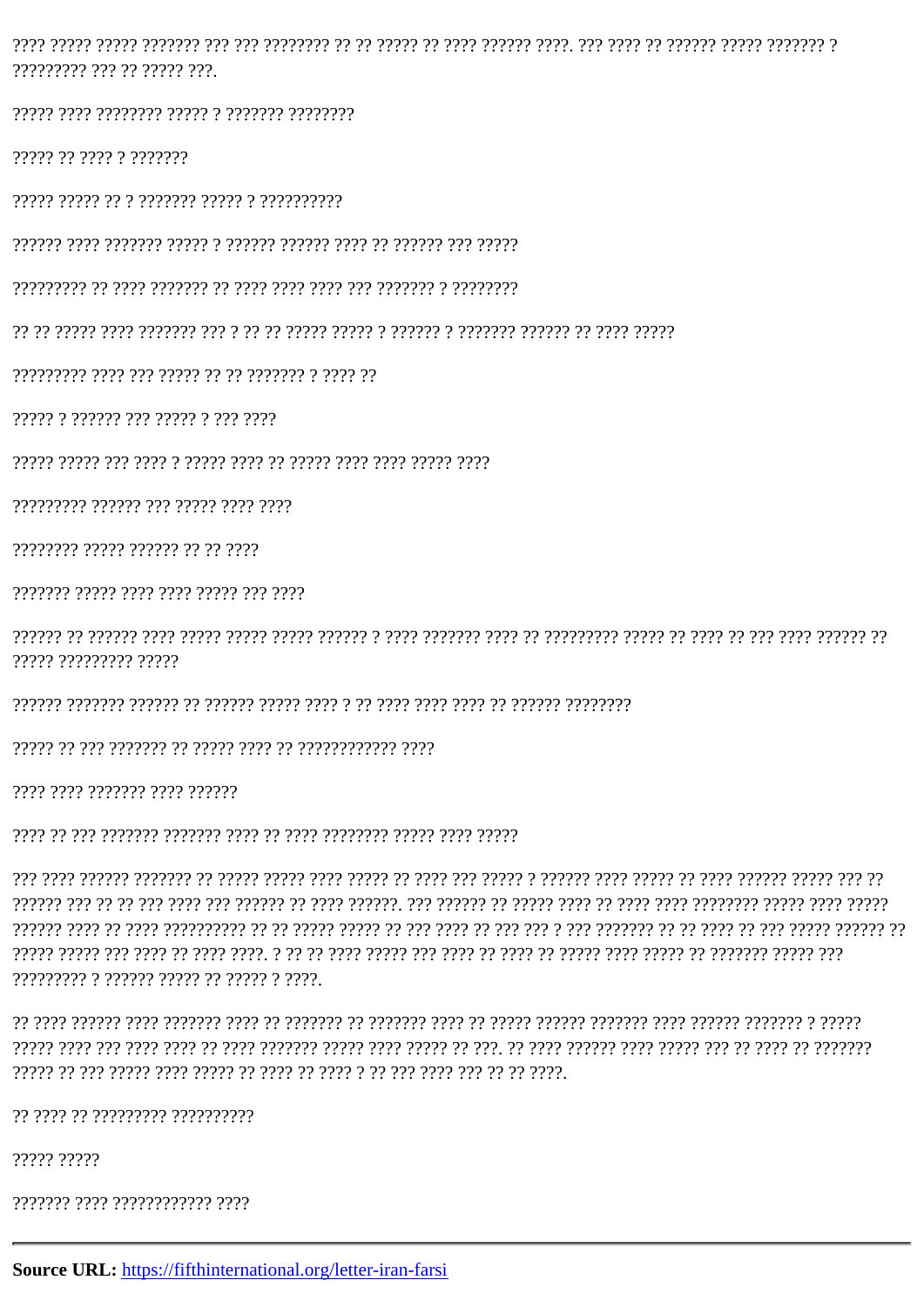???? ????? ????? ??????? ??? ??? ???????? ?? ?? ????? ?? ???? ?????? ????. ??? ???? ?? ?????? ????? ??????? ? ????????? ??? ?? ????? ???.

????? ???? ???????? ????? ? ??????? ????????

????? ?? ???? ? ???????

????? ????? ?? ? ??????? ????? ? ??????????

?????? ???? ??????? ????? ? ?????? ?????? ???? ?? ?????? ??? ?????

????????? ?? ???? ??????? ?? ???? ???? ???? ??? ??????? ? ????????

?? ?? ????? ???? ??????? ??? ? ?? ?? ????? ????? ? ?????? ? ??????? ?????? ?? ???? ?????

????????? ???? ??? ????? ?? ?? ??????? ? ???? ??

????? ? ?????? ??? ????? ? ??? ????

????? ????? ??? ???? ? ????? ???? ?? ????? ???? ???? ????? ????

????????? ?????? ??? ????? ???? ????

???????? ????? ?????? ?? ?? ????

??????? ????? ???? ???? ????? ??? ????

?????? ?? ?????? ???? ????? ????? ????? ?????? ? ???? ??????? ???? ?? ????????? ????? ?? ???? ?? ??? ???? ?????? ?? ????? ????????? ?????

?????? ??????? ?????? ?? ?????? ????? ???? ? ?? ???? ???? ???? ?? ?????? ????????

????? ?? ??? ??????? ?? ????? ???? ?? ???????????? ????

???? ???? ??????? ???? ??????

???? ?? ??? ??????? ??????? ???? ?? ???? ???????? ????? ???? ?????

??? ???? ?????? ??????? ?? ????? ????? ???? ????? ?? ???? ??? ????? ? ?????? ???? ????? ?? ???? ?????? ????? ??? ?? ?????? ??? ?? ?? ??? ???? ??? ?????? ?? ???? ??????. ??? ?????? ?? ????? ???? ?? ???? ???? ???????? ????? ???? ????? ?????? ???? ?? ???? ?????????? ?? ?? ????? ????? ?? ??? ???? ?? ??? ??? ? ??? ??????? ?? ?? ???? ?? ??? ????? ?????? ?? ????? ????? ??? ???? ?? ???? ????. ? ?? ?? ???? ????? ??? ???? ?? ???? ?? ????? ???? ????? ?? ??????? ????? ??? ????????? ? ?????? ????? ?? ????? ? ????.

?? ???? ?????? ???? ??????? ???? ?? ??????? ?? ??????? ???? ?? ????? ?????? ??????? ???? ?????? ??????? ? ????? ????? ???? ??? ???? ???? ?? ???? ??????? ????? ???? ????? ?? ???. ?? ???? ?????? ???? ????? ??? ?? ???? ?? ??????? ????? ?? ??? ????? ???? ????? ?? ???? ?? ???? ? ?? ??? ???? ??? ?? ?? ????.

?? ???? ?? ????????? ??????????

????? ?????

??????? ???? ???????????? ????

**Source URL:** https://fifthinternational.org/letter-iran-farsi